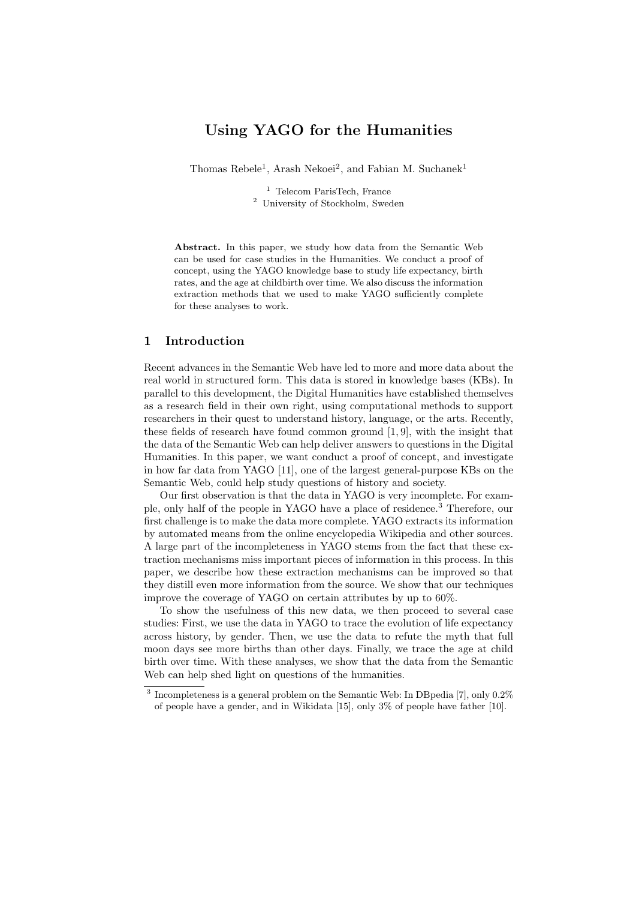# Using YAGO for the Humanities

Thomas Rebele[1], Arash Nekoei[2], and Fabian M. Suchanek[1]

[1] Telecom ParisTech, France
[2] University of Stockholm, Sweden

**Abstract.** In this paper, we study how data from the Semantic Web can be used for case studies in the Humanities. We conduct a proof of concept, using the YAGO knowledge base to study life expectancy, birth rates, and the age at childbirth over time. We also discuss the information extraction methods that we used to make YAGO sufficiently complete for these analyses to work.

## 1 Introduction

Recent advances in the Semantic Web have led to more and more data about the real world in structured form. This data is stored in knowledge bases (KBs). In parallel to this development, the Digital Humanities have established themselves as a research field in their own right, using computational methods to support researchers in their quest to understand history, language, or the arts. Recently, these fields of research have found common ground [1, 9], with the insight that the data of the Semantic Web can help deliver answers to questions in the Digital Humanities. In this paper, we want conduct a proof of concept, and investigate in how far data from YAGO [11], one of the largest general-purpose KBs on the Semantic Web, could help study questions of history and society.

Our first observation is that the data in YAGO is very incomplete. For example, only half of the people in YAGO have a place of residence.[3] Therefore, our first challenge is to make the data more complete. YAGO extracts its information by automated means from the online encyclopedia Wikipedia and other sources. A large part of the incompleteness in YAGO stems from the fact that these extraction mechanisms miss important pieces of information in this process. In this paper, we describe how these extraction mechanisms can be improved so that they distill even more information from the source. We show that our techniques improve the coverage of YAGO on certain attributes by up to 60%.

To show the usefulness of this new data, we then proceed to several case studies: First, we use the data in YAGO to trace the evolution of life expectancy across history, by gender. Then, we use the data to refute the myth that full moon days see more births than other days. Finally, we trace the age at child birth over time. With these analyses, we show that the data from the Semantic Web can help shed light on questions of the humanities.

[3] Incompleteness is a general problem on the Semantic Web: In DBpedia [7], only 0.2% of people have a gender, and in Wikidata [15], only 3% of people have father [10].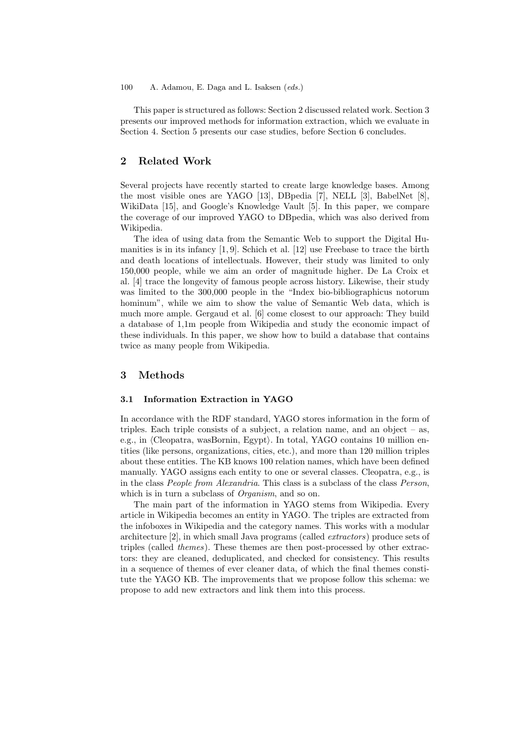This paper is structured as follows: Section 2 discussed related work. Section 3 presents our improved methods for information extraction, which we evaluate in Section 4. Section 5 presents our case studies, before Section 6 concludes.

## 2 Related Work

Several projects have recently started to create large knowledge bases. Among the most visible ones are YAGO [13], DBpedia [7], NELL [3], BabelNet [8], WikiData [15], and Google's Knowledge Vault [5]. In this paper, we compare the coverage of our improved YAGO to DBpedia, which was also derived from Wikipedia.

The idea of using data from the Semantic Web to support the Digital Humanities is in its infancy [1, 9]. Schich et al. [12] use Freebase to trace the birth and death locations of intellectuals. However, their study was limited to only 150,000 people, while we aim an order of magnitude higher. De La Croix et al. [4] trace the longevity of famous people across history. Likewise, their study was limited to the 300,000 people in the "Index bio-bibliographicus notorum hominum", while we aim to show the value of Semantic Web data, which is much more ample. Gergaud et al. [6] come closest to our approach: They build a database of 1,1m people from Wikipedia and study the economic impact of these individuals. In this paper, we show how to build a database that contains twice as many people from Wikipedia.

## 3 Methods

### 3.1 Information Extraction in YAGO

In accordance with the RDF standard, YAGO stores information in the form of triples. Each triple consists of a subject, a relation name, and an object – as, e.g., in ⟨Cleopatra, wasBornin, Egypt⟩. In total, YAGO contains 10 million entities (like persons, organizations, cities, etc.), and more than 120 million triples about these entities. The KB knows 100 relation names, which have been defined manually. YAGO assigns each entity to one or several classes. Cleopatra, e.g., is in the class *People from Alexandria*. This class is a subclass of the class *Person*, which is in turn a subclass of *Organism*, and so on.

The main part of the information in YAGO stems from Wikipedia. Every article in Wikipedia becomes an entity in YAGO. The triples are extracted from the infoboxes in Wikipedia and the category names. This works with a modular architecture [2], in which small Java programs (called *extractors*) produce sets of triples (called *themes*). These themes are then post-processed by other extractors: they are cleaned, deduplicated, and checked for consistency. This results in a sequence of themes of ever cleaner data, of which the final themes constitute the YAGO KB. The improvements that we propose follow this schema: we propose to add new extractors and link them into this process.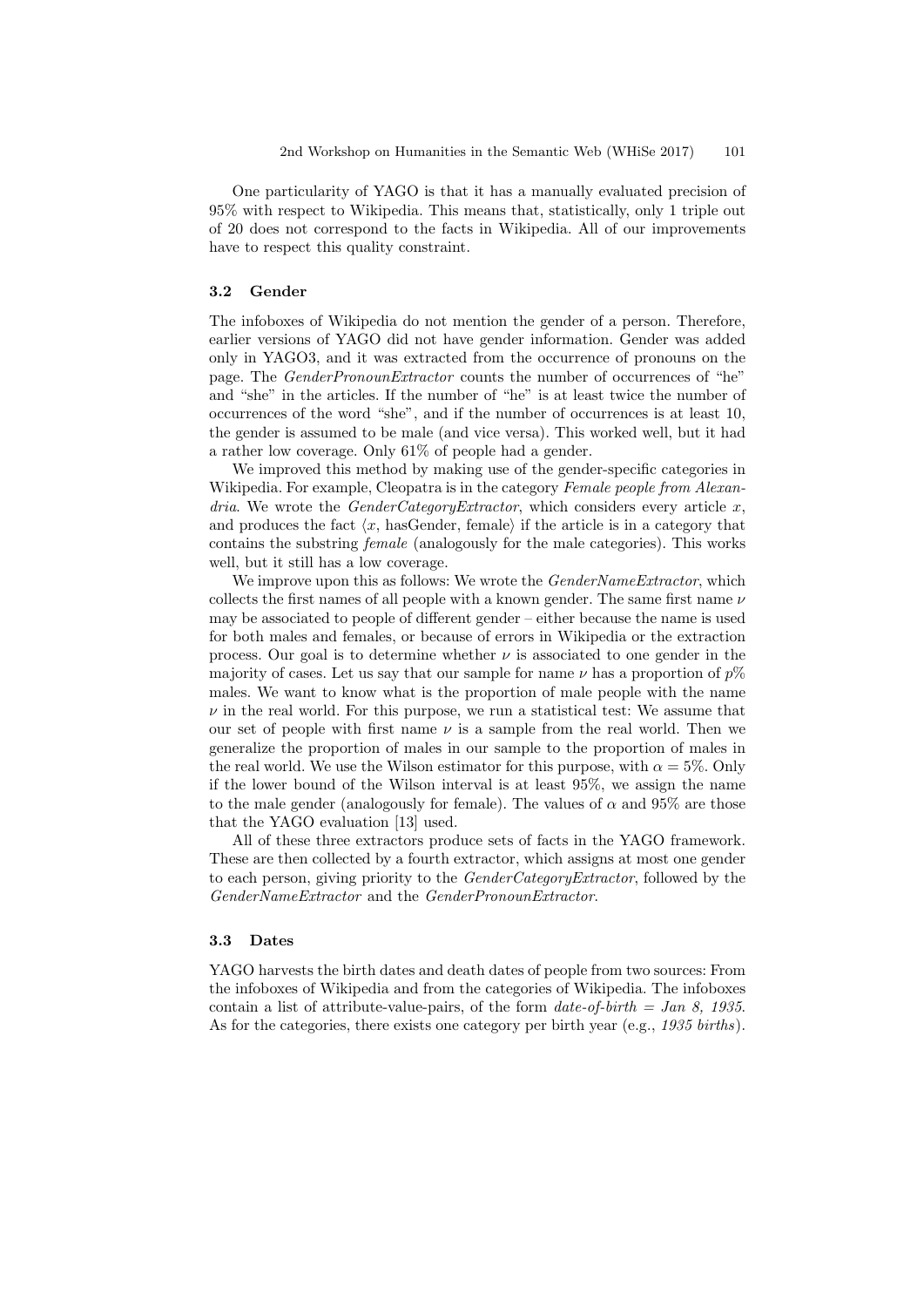One particularity of YAGO is that it has a manually evaluated precision of 95% with respect to Wikipedia. This means that, statistically, only 1 triple out of 20 does not correspond to the facts in Wikipedia. All of our improvements have to respect this quality constraint.

### 3.2 Gender

The infoboxes of Wikipedia do not mention the gender of a person. Therefore, earlier versions of YAGO did not have gender information. Gender was added only in YAGO3, and it was extracted from the occurrence of pronouns on the page. The *GenderPronounExtractor* counts the number of occurrences of "he" and "she" in the articles. If the number of "he" is at least twice the number of occurrences of the word "she", and if the number of occurrences is at least 10, the gender is assumed to be male (and vice versa). This worked well, but it had a rather low coverage. Only 61% of people had a gender.

We improved this method by making use of the gender-specific categories in Wikipedia. For example, Cleopatra is in the category *Female people from Alexandria*. We wrote the *GenderCategoryExtractor*, which considers every article $x$, and produces the fact $\langle x$, hasGender, female$\rangle$ if the article is in a category that contains the substring *female* (analogously for the male categories). This works well, but it still has a low coverage.

We improve upon this as follows: We wrote the *GenderNameExtractor*, which collects the first names of all people with a known gender. The same first name $\nu$ may be associated to people of different gender – either because the name is used for both males and females, or because of errors in Wikipedia or the extraction process. Our goal is to determine whether $\nu$ is associated to one gender in the majority of cases. Let us say that our sample for name $\nu$ has a proportion of $p$% males. We want to know what is the proportion of male people with the name $\nu$ in the real world. For this purpose, we run a statistical test: We assume that our set of people with first name $\nu$ is a sample from the real world. Then we generalize the proportion of males in our sample to the proportion of males in the real world. We use the Wilson estimator for this purpose, with $\alpha = 5\%$. Only if the lower bound of the Wilson interval is at least 95%, we assign the name to the male gender (analogously for female). The values of $\alpha$ and 95% are those that the YAGO evaluation [13] used.

All of these three extractors produce sets of facts in the YAGO framework. These are then collected by a fourth extractor, which assigns at most one gender to each person, giving priority to the *GenderCategoryExtractor*, followed by the *GenderNameExtractor* and the *GenderPronounExtractor*.

### 3.3 Dates

YAGO harvests the birth dates and death dates of people from two sources: From the infoboxes of Wikipedia and from the categories of Wikipedia. The infoboxes contain a list of attribute-value-pairs, of the form *date-of-birth = Jan 8, 1935*. As for the categories, there exists one category per birth year (e.g., *1935 births*).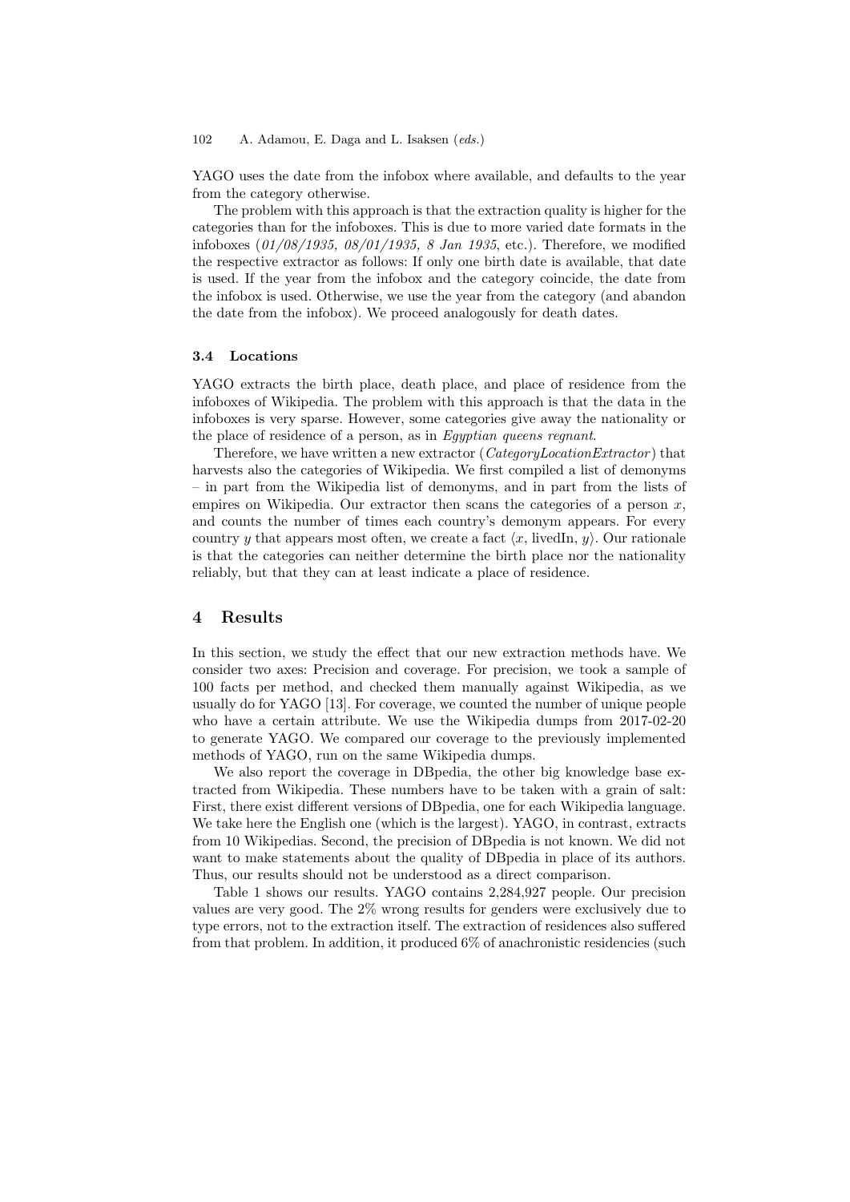YAGO uses the date from the infobox where available, and defaults to the year from the category otherwise.

The problem with this approach is that the extraction quality is higher for the categories than for the infoboxes. This is due to more varied date formats in the infoboxes (*01/08/1935, 08/01/1935, 8 Jan 1935*, etc.). Therefore, we modified the respective extractor as follows: If only one birth date is available, that date is used. If the year from the infobox and the category coincide, the date from the infobox is used. Otherwise, we use the year from the category (and abandon the date from the infobox). We proceed analogously for death dates.

### 3.4 Locations

YAGO extracts the birth place, death place, and place of residence from the infoboxes of Wikipedia. The problem with this approach is that the data in the infoboxes is very sparse. However, some categories give away the nationality or the place of residence of a person, as in *Egyptian queens regnant*.

Therefore, we have written a new extractor (*CategoryLocationExtractor*) that harvests also the categories of Wikipedia. We first compiled a list of demonyms – in part from the Wikipedia list of demonyms, and in part from the lists of empires on Wikipedia. Our extractor then scans the categories of a person $x$, and counts the number of times each country's demonym appears. For every country $y$ that appears most often, we create a fact $\langle x, \text{livedIn}, y\rangle$. Our rationale is that the categories can neither determine the birth place nor the nationality reliably, but that they can at least indicate a place of residence.

## 4 Results

In this section, we study the effect that our new extraction methods have. We consider two axes: Precision and coverage. For precision, we took a sample of 100 facts per method, and checked them manually against Wikipedia, as we usually do for YAGO [13]. For coverage, we counted the number of unique people who have a certain attribute. We use the Wikipedia dumps from 2017-02-20 to generate YAGO. We compared our coverage to the previously implemented methods of YAGO, run on the same Wikipedia dumps.

We also report the coverage in DBpedia, the other big knowledge base extracted from Wikipedia. These numbers have to be taken with a grain of salt: First, there exist different versions of DBpedia, one for each Wikipedia language. We take here the English one (which is the largest). YAGO, in contrast, extracts from 10 Wikipedias. Second, the precision of DBpedia is not known. We did not want to make statements about the quality of DBpedia in place of its authors. Thus, our results should not be understood as a direct comparison.

Table 1 shows our results. YAGO contains 2,284,927 people. Our precision values are very good. The 2% wrong results for genders were exclusively due to type errors, not to the extraction itself. The extraction of residences also suffered from that problem. In addition, it produced 6% of anachronistic residencies (such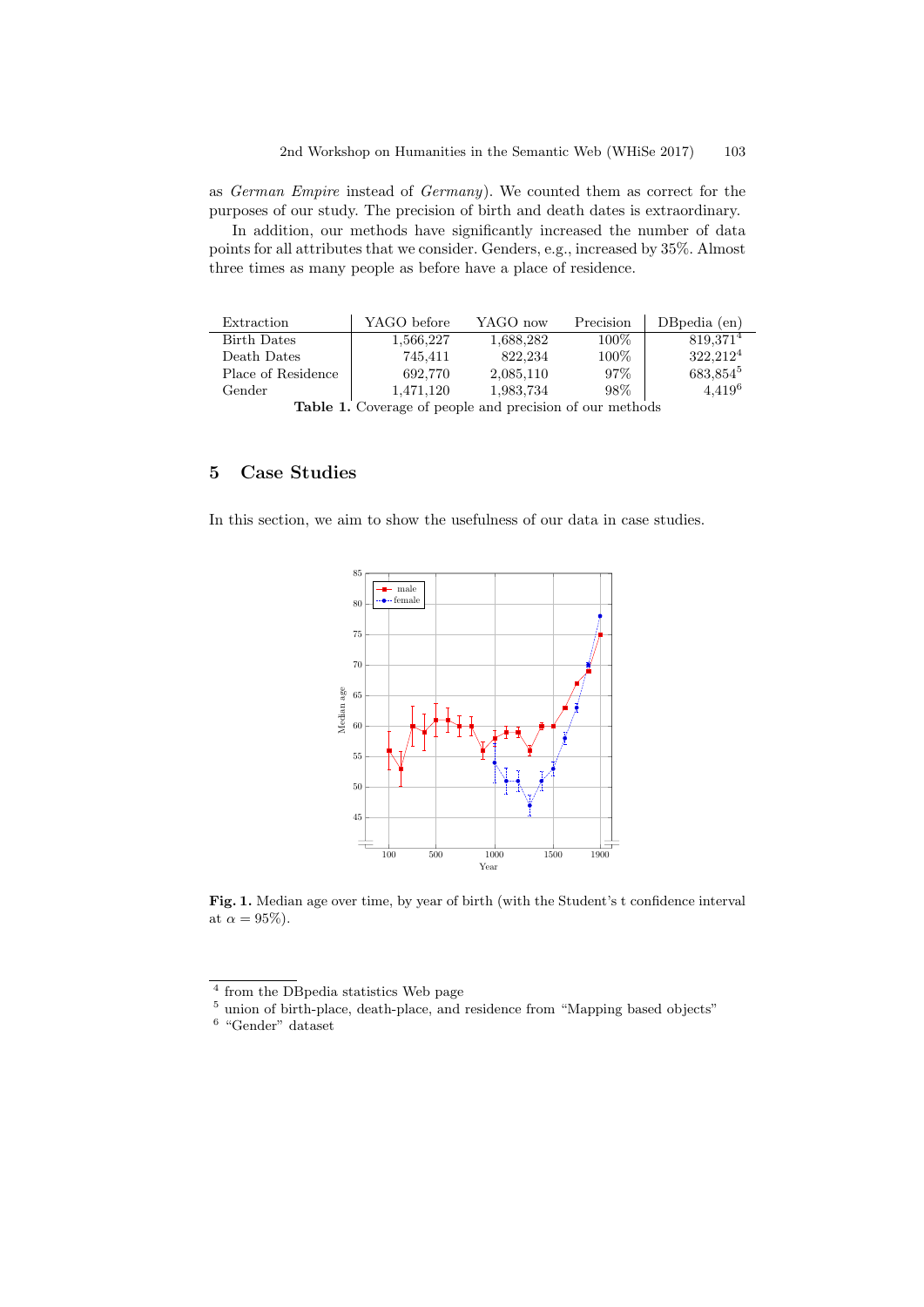as *German Empire* instead of *Germany*). We counted them as correct for the purposes of our study. The precision of birth and death dates is extraordinary.

In addition, our methods have significantly increased the number of data points for all attributes that we consider. Genders, e.g., increased by 35%. Almost three times as many people as before have a place of residence.

| Extraction | YAGO before | YAGO now | Precision | DBpedia (en) |
|---|---|---|---|---|
| Birth Dates | 1,566,227 | 1,688,282 | 100% | 819,371[4] |
| Death Dates | 745,411 | 822,234 | 100% | 322,212[4] |
| Place of Residence | 692,770 | 2,085,110 | 97% | 683,854[5] |
| Gender | 1,471,120 | 1,983,734 | 98% | 4,419[6] |

**Table 1.** Coverage of people and precision of our methods

## 5 Case Studies

In this section, we aim to show the usefulness of our data in case studies.

**Fig. 1.** Median age over time, by year of birth (with the Student's t confidence interval at $\alpha = 95\%$).

[4] from the DBpedia statistics Web page
[5] union of birth-place, death-place, and residence from "Mapping based objects"
[6] "Gender" dataset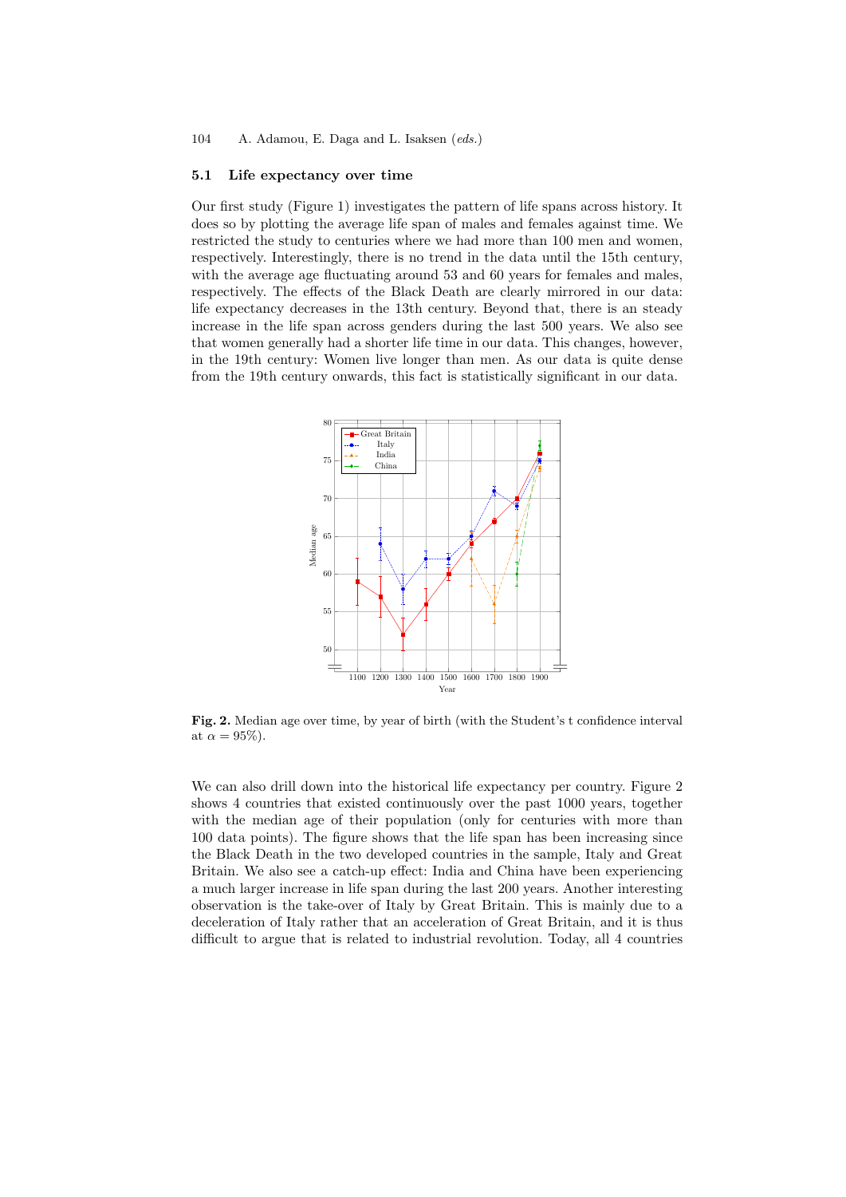### 5.1 Life expectancy over time

Our first study (Figure 1) investigates the pattern of life spans across history. It does so by plotting the average life span of males and females against time. We restricted the study to centuries where we had more than 100 men and women, respectively. Interestingly, there is no trend in the data until the 15th century, with the average age fluctuating around 53 and 60 years for females and males, respectively. The effects of the Black Death are clearly mirrored in our data: life expectancy decreases in the 13th century. Beyond that, there is an steady increase in the life span across genders during the last 500 years. We also see that women generally had a shorter life time in our data. This changes, however, in the 19th century: Women live longer than men. As our data is quite dense from the 19th century onwards, this fact is statistically significant in our data.

**Fig. 2.** Median age over time, by year of birth (with the Student's t confidence interval at $\alpha = 95\%$).

We can also drill down into the historical life expectancy per country. Figure 2 shows 4 countries that existed continuously over the past 1000 years, together with the median age of their population (only for centuries with more than 100 data points). The figure shows that the life span has been increasing since the Black Death in the two developed countries in the sample, Italy and Great Britain. We also see a catch-up effect: India and China have been experiencing a much larger increase in life span during the last 200 years. Another interesting observation is the take-over of Italy by Great Britain. This is mainly due to a deceleration of Italy rather that an acceleration of Great Britain, and it is thus difficult to argue that is related to industrial revolution. Today, all 4 countries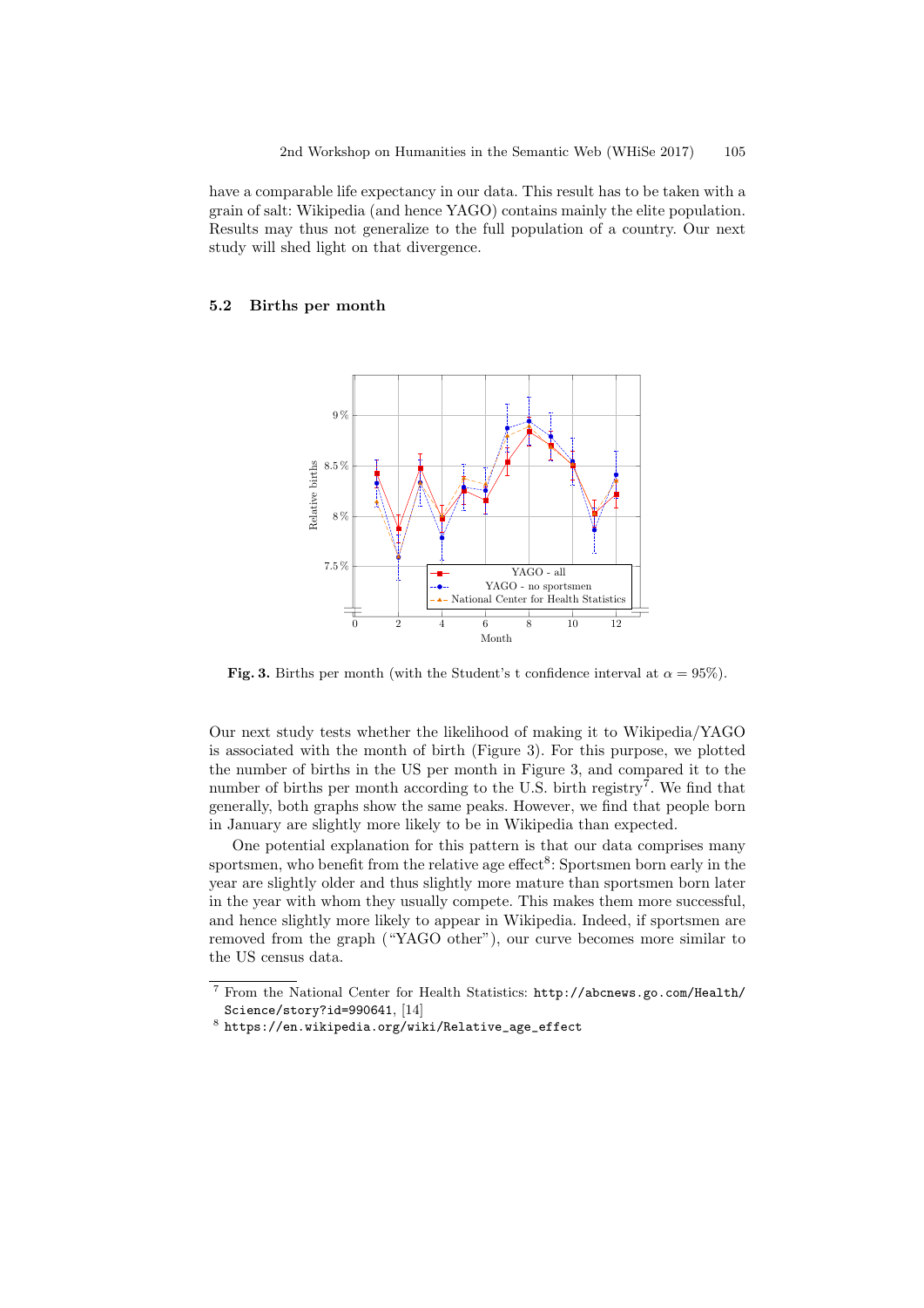have a comparable life expectancy in our data. This result has to be taken with a grain of salt: Wikipedia (and hence YAGO) contains mainly the elite population. Results may thus not generalize to the full population of a country. Our next study will shed light on that divergence.

### 5.2 Births per month

**Fig. 3.** Births per month (with the Student's t confidence interval at $\alpha = 95\%$).

Our next study tests whether the likelihood of making it to Wikipedia/YAGO is associated with the month of birth (Figure 3). For this purpose, we plotted the number of births in the US per month in Figure 3, and compared it to the number of births per month according to the U.S. birth registry[7]. We find that generally, both graphs show the same peaks. However, we find that people born in January are slightly more likely to be in Wikipedia than expected.

One potential explanation for this pattern is that our data comprises many sportsmen, who benefit from the relative age effect[8]: Sportsmen born early in the year are slightly older and thus slightly more mature than sportsmen born later in the year with whom they usually compete. This makes them more successful, and hence slightly more likely to appear in Wikipedia. Indeed, if sportsmen are removed from the graph ("YAGO other"), our curve becomes more similar to the US census data.

---

[7] From the National Center for Health Statistics: `http://abcnews.go.com/Health/Science/story?id=990641`, [14]

[8] `https://en.wikipedia.org/wiki/Relative_age_effect`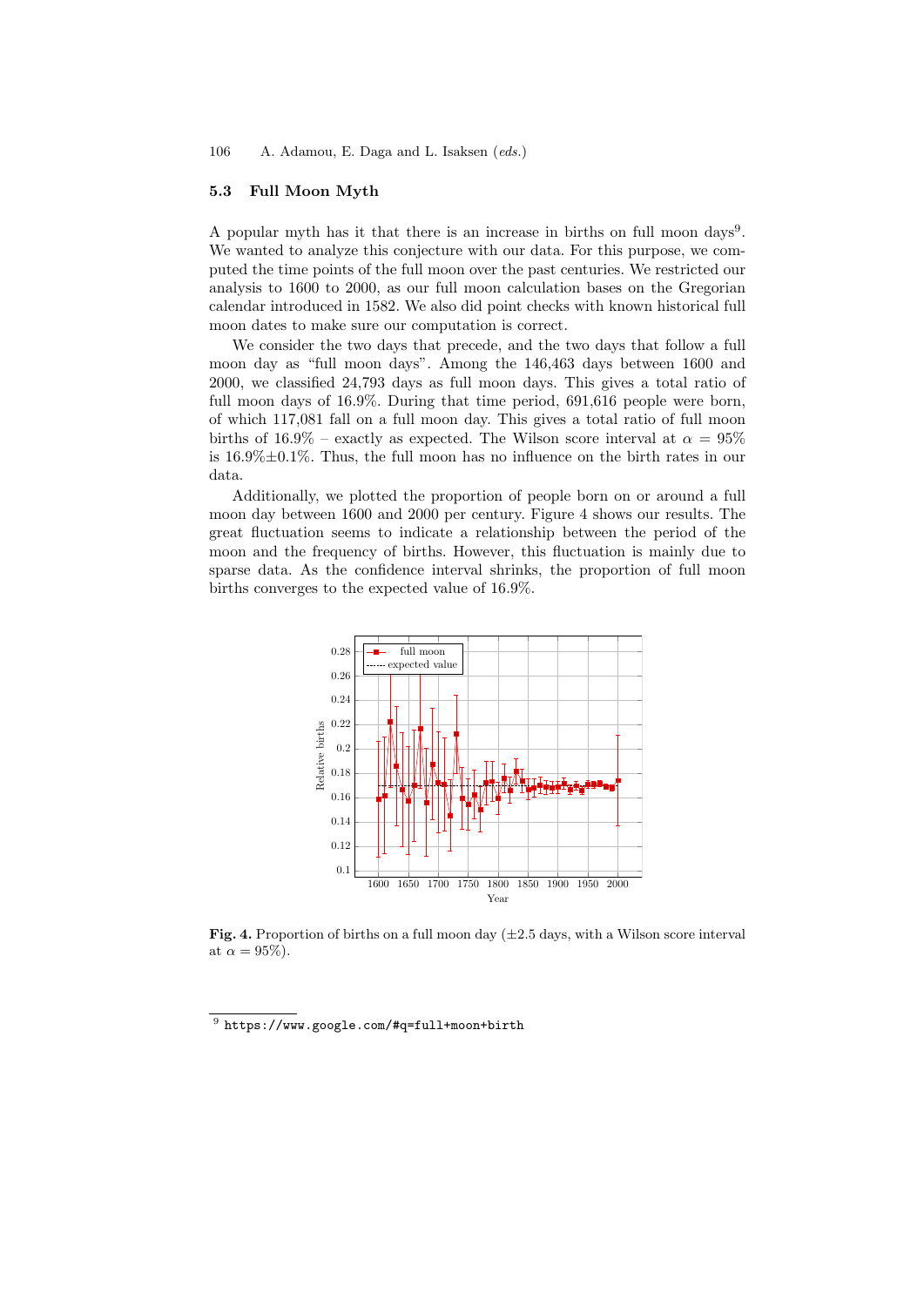### 5.3 Full Moon Myth

A popular myth has it that there is an increase in births on full moon days[9]. We wanted to analyze this conjecture with our data. For this purpose, we computed the time points of the full moon over the past centuries. We restricted our analysis to 1600 to 2000, as our full moon calculation bases on the Gregorian calendar introduced in 1582. We also did point checks with known historical full moon dates to make sure our computation is correct.

We consider the two days that precede, and the two days that follow a full moon day as "full moon days". Among the 146,463 days between 1600 and 2000, we classified 24,793 days as full moon days. This gives a total ratio of full moon days of 16.9%. During that time period, 691,616 people were born, of which 117,081 fall on a full moon day. This gives a total ratio of full moon births of 16.9% – exactly as expected. The Wilson score interval at $\alpha = 95\%$ is 16.9%±0.1%. Thus, the full moon has no influence on the birth rates in our data.

Additionally, we plotted the proportion of people born on or around a full moon day between 1600 and 2000 per century. Figure 4 shows our results. The great fluctuation seems to indicate a relationship between the period of the moon and the frequency of births. However, this fluctuation is mainly due to sparse data. As the confidence interval shrinks, the proportion of full moon births converges to the expected value of 16.9%.

**Fig. 4.** Proportion of births on a full moon day (±2.5 days, with a Wilson score interval at $\alpha = 95\%$).

[9] https://www.google.com/#q=full+moon+birth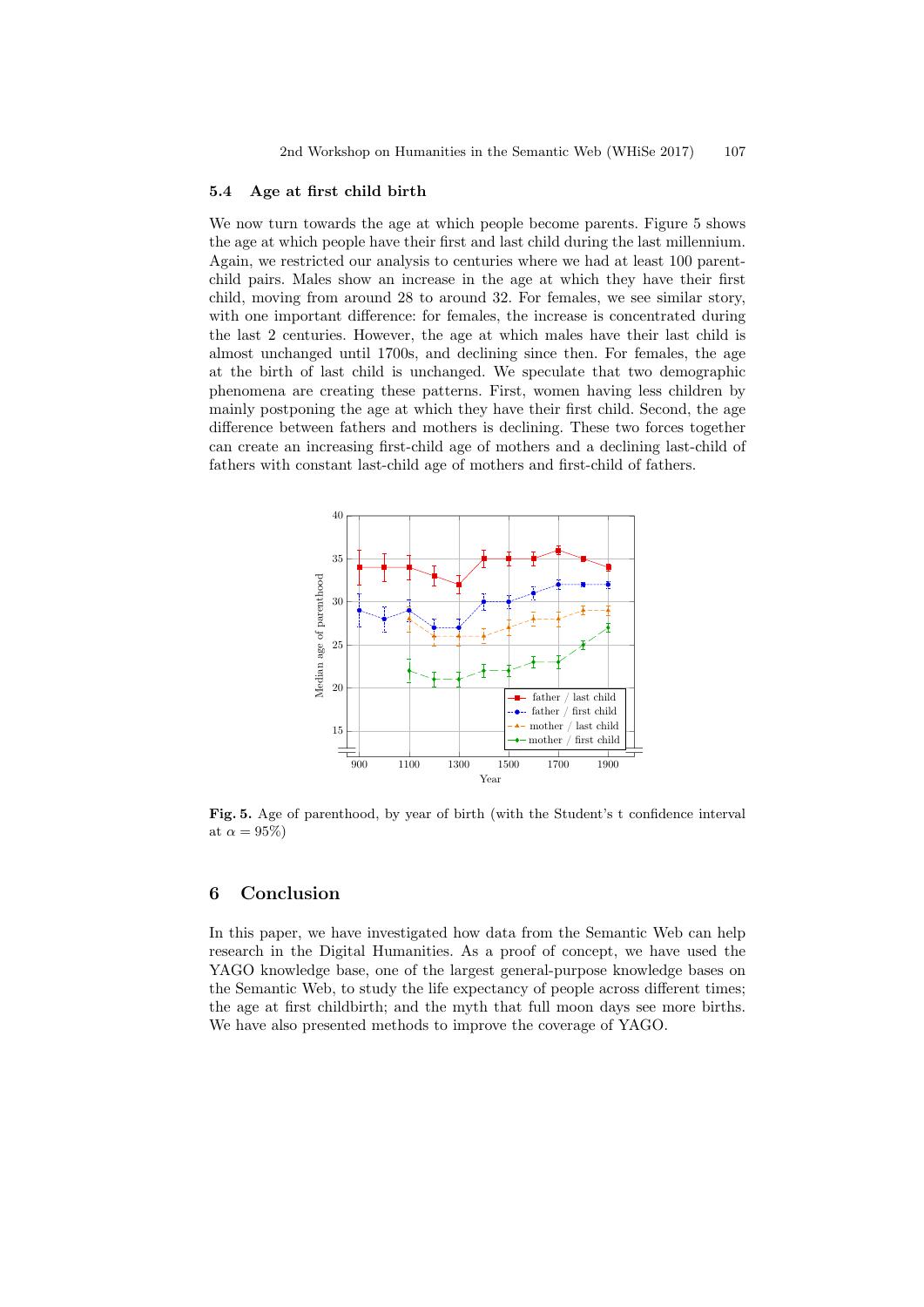### 5.4 Age at first child birth

We now turn towards the age at which people become parents. Figure 5 shows the age at which people have their first and last child during the last millennium. Again, we restricted our analysis to centuries where we had at least 100 parent-child pairs. Males show an increase in the age at which they have their first child, moving from around 28 to around 32. For females, we see similar story, with one important difference: for females, the increase is concentrated during the last 2 centuries. However, the age at which males have their last child is almost unchanged until 1700s, and declining since then. For females, the age at the birth of last child is unchanged. We speculate that two demographic phenomena are creating these patterns. First, women having less children by mainly postponing the age at which they have their first child. Second, the age difference between fathers and mothers is declining. These two forces together can create an increasing first-child age of mothers and a declining last-child of fathers with constant last-child age of mothers and first-child of fathers.

**Fig. 5.** Age of parenthood, by year of birth (with the Student's t confidence interval at $\alpha = 95\%$)

## 6 Conclusion

In this paper, we have investigated how data from the Semantic Web can help research in the Digital Humanities. As a proof of concept, we have used the YAGO knowledge base, one of the largest general-purpose knowledge bases on the Semantic Web, to study the life expectancy of people across different times; the age at first childbirth; and the myth that full moon days see more births. We have also presented methods to improve the coverage of YAGO.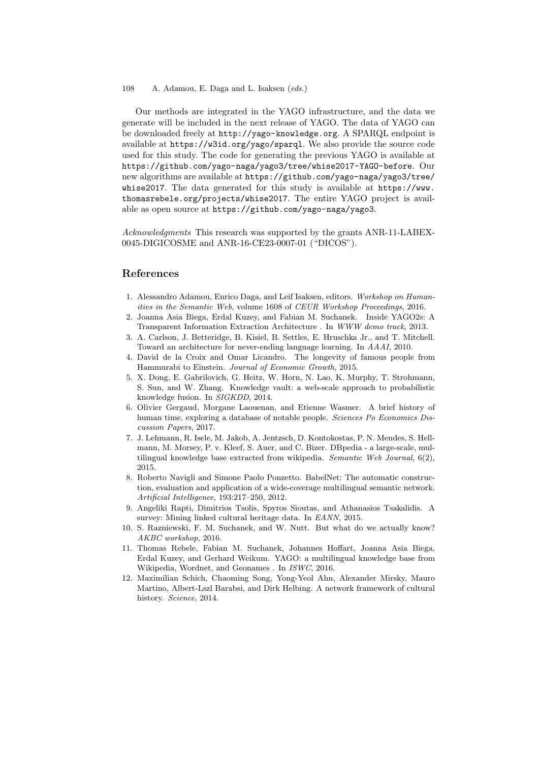Our methods are integrated in the YAGO infrastructure, and the data we generate will be included in the next release of YAGO. The data of YAGO can be downloaded freely at `http://yago-knowledge.org`. A SPARQL endpoint is available at `https://w3id.org/yago/sparql`. We also provide the source code used for this study. The code for generating the previous YAGO is available at `https://github.com/yago-naga/yago3/tree/whise2017-YAGO-before`. Our new algorithms are available at `https://github.com/yago-naga/yago3/tree/whise2017`. The data generated for this study is available at `https://www.thomasrebele.org/projects/whise2017`. The entire YAGO project is available as open source at `https://github.com/yago-naga/yago3`.

*Acknowledgments* This research was supported by the grants ANR-11-LABEX-0045-DIGICOSME and ANR-16-CE23-0007-01 ("DICOS").

## References

1. Alessandro Adamou, Enrico Daga, and Leif Isaksen, editors. *Workshop on Humanities in the Semantic Web*, volume 1608 of *CEUR Workshop Proceedings*, 2016.
2. Joanna Asia Biega, Erdal Kuzey, and Fabian M. Suchanek. Inside YAGO2s: A Transparent Information Extraction Architecture . In *WWW demo track*, 2013.
3. A. Carlson, J. Betteridge, B. Kisiel, B. Settles, E. Hruschka Jr., and T. Mitchell. Toward an architecture for never-ending language learning. In *AAAI*, 2010.
4. David de la Croix and Omar Licandro. The longevity of famous people from Hammurabi to Einstein. *Journal of Economic Growth*, 2015.
5. X. Dong, E. Gabrilovich, G. Heitz, W. Horn, N. Lao, K. Murphy, T. Strohmann, S. Sun, and W. Zhang. Knowledge vault: a web-scale approach to probabilistic knowledge fusion. In *SIGKDD*, 2014.
6. Olivier Gergaud, Morgane Laouenan, and Etienne Wasmer. A brief history of human time. exploring a database of notable people. *Sciences Po Economics Discussion Papers*, 2017.
7. J. Lehmann, R. Isele, M. Jakob, A. Jentzsch, D. Kontokostas, P. N. Mendes, S. Hellmann, M. Morsey, P. v. Kleef, S. Auer, and C. Bizer. DBpedia - a large-scale, multilingual knowledge base extracted from wikipedia. *Semantic Web Journal*, 6(2), 2015.
8. Roberto Navigli and Simone Paolo Ponzetto. BabelNet: The automatic construction, evaluation and application of a wide-coverage multilingual semantic network. *Artificial Intelligence*, 193:217–250, 2012.
9. Angeliki Rapti, Dimitrios Tsolis, Spyros Sioutas, and Athanasios Tsakalidis. A survey: Mining linked cultural heritage data. In *EANN*, 2015.
10. S. Razniewski, F. M. Suchanek, and W. Nutt. But what do we actually know? *AKBC workshop*, 2016.
11. Thomas Rebele, Fabian M. Suchanek, Johannes Hoffart, Joanna Asia Biega, Erdal Kuzey, and Gerhard Weikum. YAGO: a multilingual knowledge base from Wikipedia, Wordnet, and Geonames . In *ISWC*, 2016.
12. Maximilian Schich, Chaoming Song, Yong-Yeol Ahn, Alexander Mirsky, Mauro Martino, Albert-Lszl Barabsi, and Dirk Helbing. A network framework of cultural history. *Science*, 2014.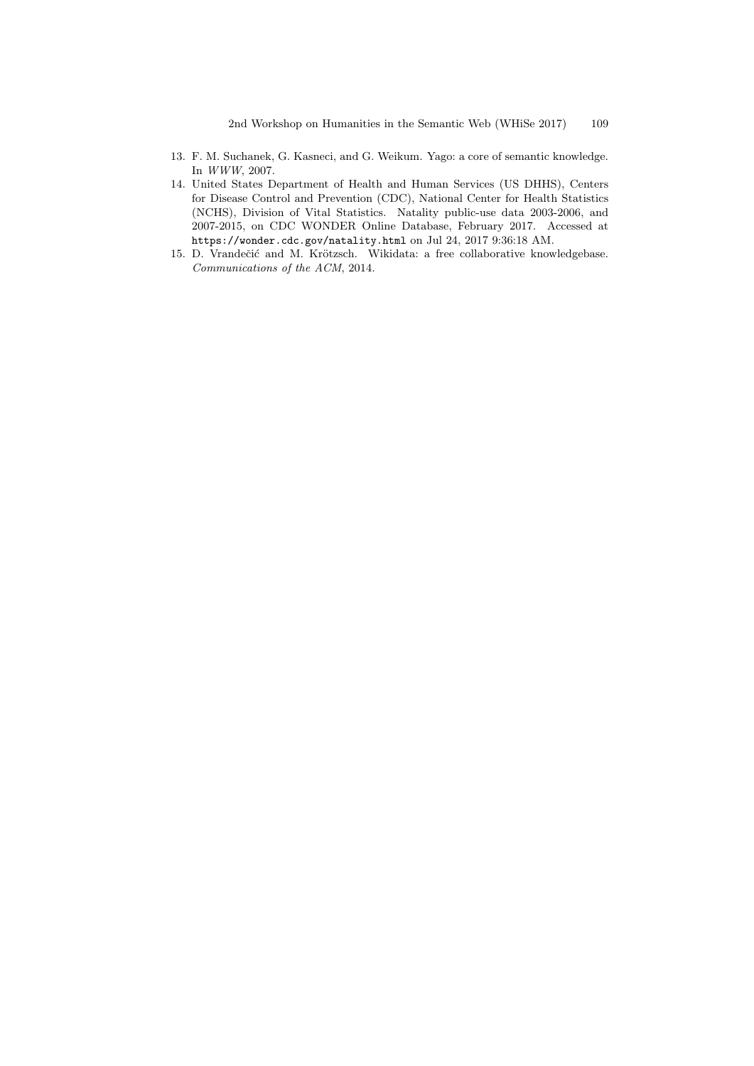13. F. M. Suchanek, G. Kasneci, and G. Weikum. Yago: a core of semantic knowledge. In *WWW*, 2007.
14. United States Department of Health and Human Services (US DHHS), Centers for Disease Control and Prevention (CDC), National Center for Health Statistics (NCHS), Division of Vital Statistics. Natality public-use data 2003-2006, and 2007-2015, on CDC WONDER Online Database, February 2017. Accessed at `https://wonder.cdc.gov/natality.html` on Jul 24, 2017 9:36:18 AM.
15. D. Vrandečić and M. Krötzsch. Wikidata: a free collaborative knowledgebase. *Communications of the ACM*, 2014.